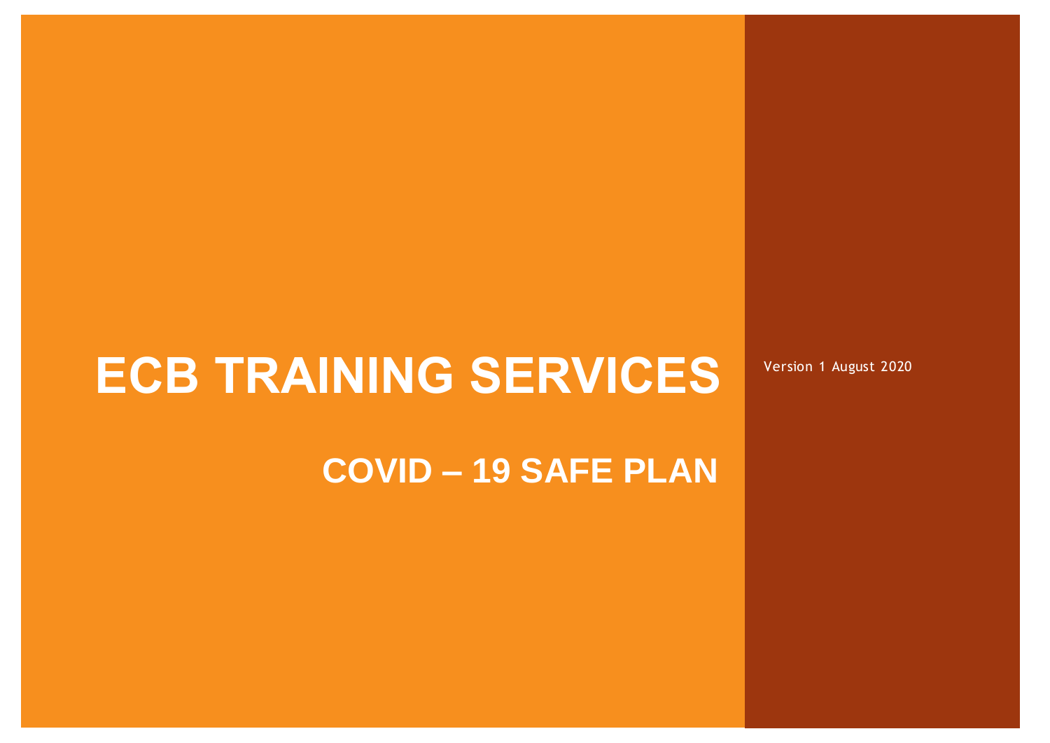# ECB TRAINING SERVICES

## COVID – 19 SAFE PLAN

Version 1 August 2020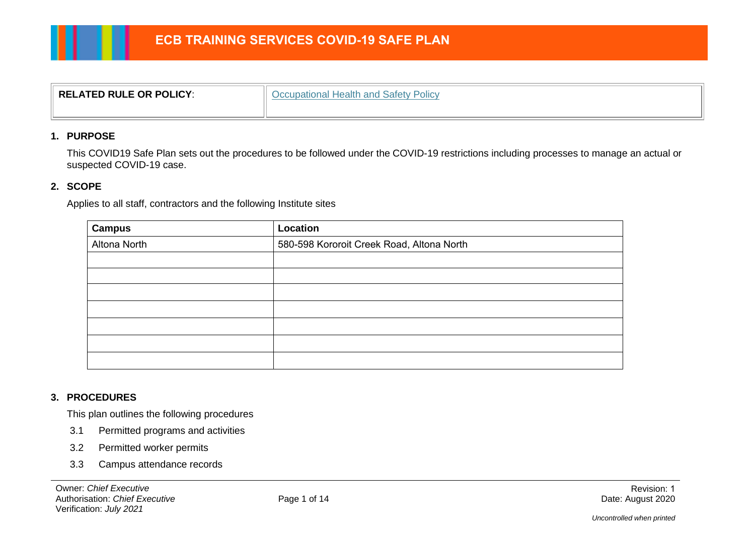# ECB TRAINING SERVICES COVID-19 SAFE PLAN

| RELATED RULE OR POLICY: | Occupational Health and Safety Policy |
| --- | --- |

## 1. PURPOSE

This COVID19 Safe Plan sets out the procedures to be followed under the COVID-19 restrictions including processes to manage an actual or suspected COVID-19 case.

## 2. SCOPE

Applies to all staff, contractors and the following Institute sites

| Campus | Location |
| --- | --- |
| Altona North | 580-598 Kororoit Creek Road, Altona North |
| | |
| | |
| | |
| | |
| | |
| | |
| | |

## 3. PROCEDURES

This plan outlines the following procedures

3.1 Permitted programs and activities

3.2 Permitted worker permits

3.3 Campus attendance records

Owner: *Chief Executive*
Authorisation: *Chief Executive*
Verification: *July 2021*

Revision: 1
Date: August 2020

*Uncontrolled when printed*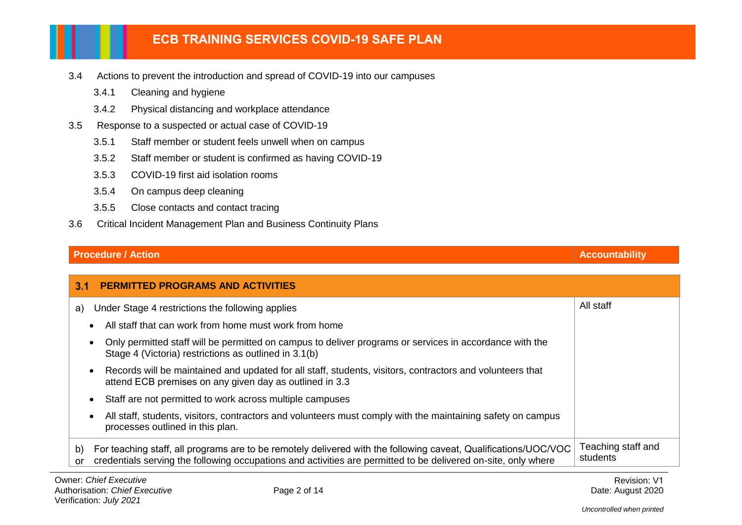3.4 Actions to prevent the introduction and spread of COVID-19 into our campuses

  3.4.1 Cleaning and hygiene

  3.4.2 Physical distancing and workplace attendance

3.5 Response to a suspected or actual case of COVID-19

  3.5.1 Staff member or student feels unwell when on campus

  3.5.2 Staff member or student is confirmed as having COVID-19

  3.5.3 COVID-19 first aid isolation rooms

  3.5.4 On campus deep cleaning

  3.5.5 Close contacts and contact tracing

3.6 Critical Incident Management Plan and Business Continuity Plans

| Procedure / Action | Accountability |
|---|---|
| **3.1 PERMITTED PROGRAMS AND ACTIVITIES** | |
| a) Under Stage 4 restrictions the following applies<br>• All staff that can work from home must work from home<br>• Only permitted staff will be permitted on campus to deliver programs or services in accordance with the Stage 4 (Victoria) restrictions as outlined in 3.1(b)<br>• Records will be maintained and updated for all staff, students, visitors, contractors and volunteers that attend ECB premises on any given day as outlined in 3.3<br>• Staff are not permitted to work across multiple campuses<br>• All staff, students, visitors, contractors and volunteers must comply with the maintaining safety on campus processes outlined in this plan. | All staff |
| b) For teaching staff, all programs are to be remotely delivered with the following caveat, Qualifications/UOC/VOC or credentials serving the following occupations and activities are permitted to be delivered on-site, only where | Teaching staff and students |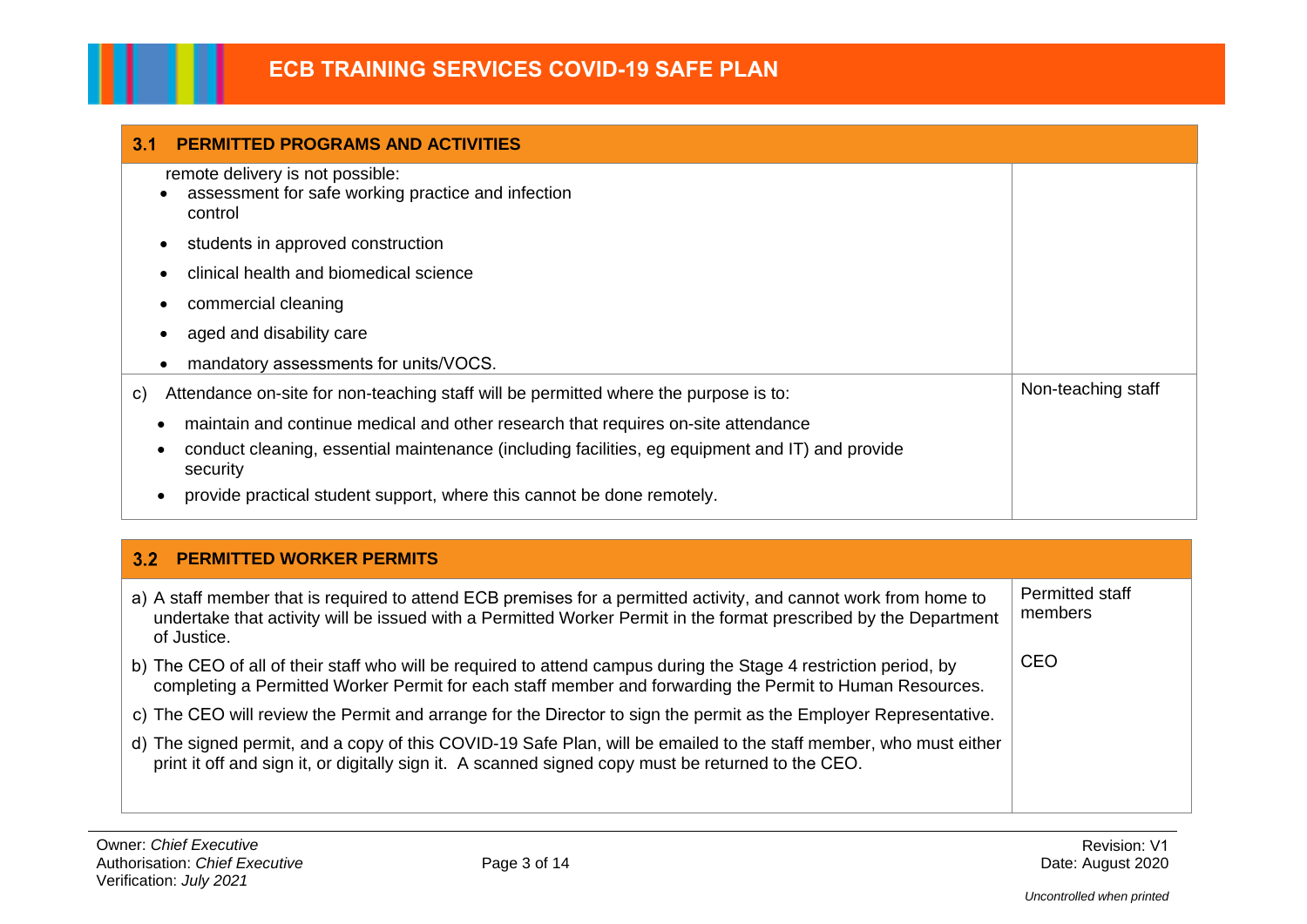| 3.1 PERMITTED PROGRAMS AND ACTIVITIES | |
|---|---|
| remote delivery is not possible:<br>• assessment for safe working practice and infection control<br>• students in approved construction<br>• clinical health and biomedical science<br>• commercial cleaning<br>• aged and disability care<br>• mandatory assessments for units/VOCS. | |
| c) Attendance on-site for non-teaching staff will be permitted where the purpose is to:<br>• maintain and continue medical and other research that requires on-site attendance<br>• conduct cleaning, essential maintenance (including facilities, eg equipment and IT) and provide security<br>• provide practical student support, where this cannot be done remotely. | Non-teaching staff |

| 3.2 PERMITTED WORKER PERMITS | |
|---|---|
| a) A staff member that is required to attend ECB premises for a permitted activity, and cannot work from home to undertake that activity will be issued with a Permitted Worker Permit in the format prescribed by the Department of Justice. | Permitted staff members |
| b) The CEO of all of their staff who will be required to attend campus during the Stage 4 restriction period, by completing a Permitted Worker Permit for each staff member and forwarding the Permit to Human Resources.<br>c) The CEO will review the Permit and arrange for the Director to sign the permit as the Employer Representative.<br>d) The signed permit, and a copy of this COVID-19 Safe Plan, will be emailed to the staff member, who must either print it off and sign it, or digitally sign it. A scanned signed copy must be returned to the CEO. | CEO |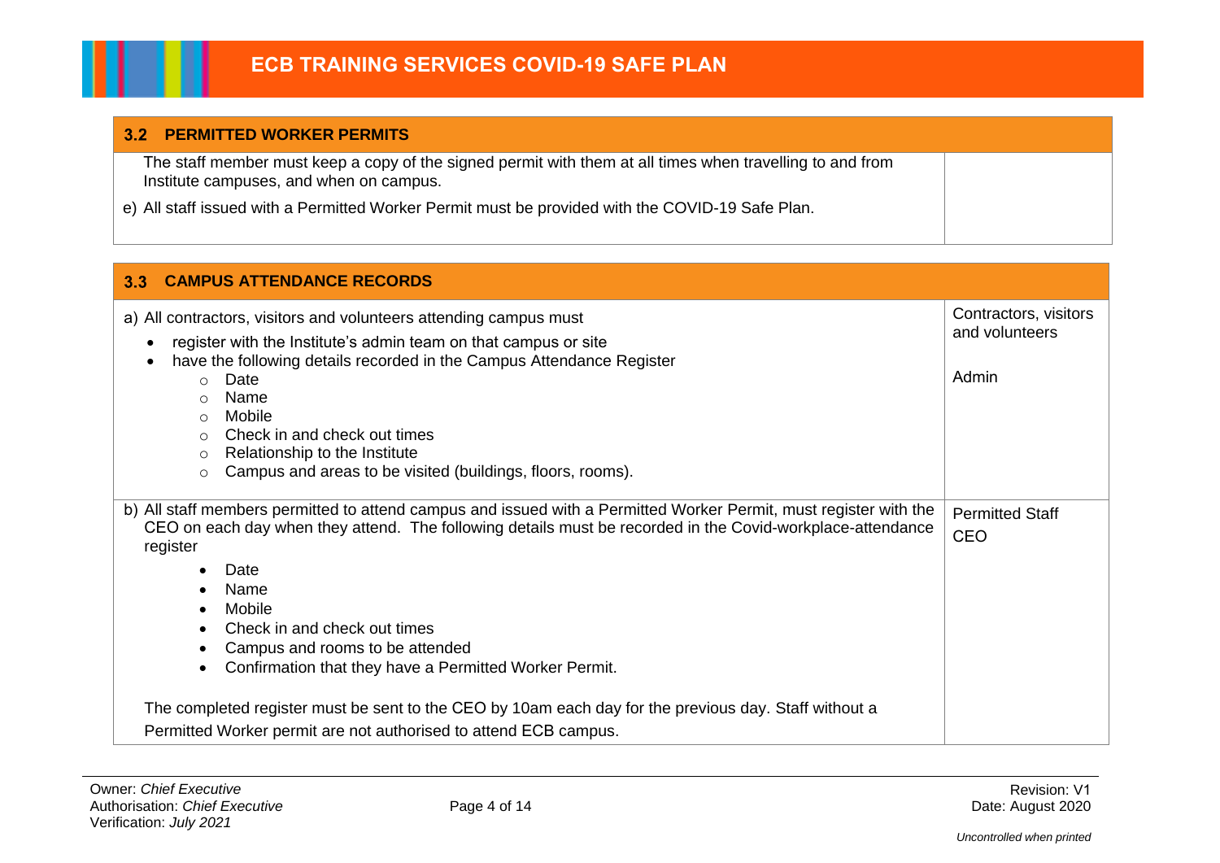## 3.2 PERMITTED WORKER PERMITS

| | |
|---|---|
| The staff member must keep a copy of the signed permit with them at all times when travelling to and from Institute campuses, and when on campus.<br><br>e) All staff issued with a Permitted Worker Permit must be provided with the COVID-19 Safe Plan. | |

## 3.3 CAMPUS ATTENDANCE RECORDS

| | |
|---|---|
| a) All contractors, visitors and volunteers attending campus must<br>• register with the Institute's admin team on that campus or site<br>• have the following details recorded in the Campus Attendance Register<br>  ○ Date<br>  ○ Name<br>  ○ Mobile<br>  ○ Check in and check out times<br>  ○ Relationship to the Institute<br>  ○ Campus and areas to be visited (buildings, floors, rooms). | Contractors, visitors and volunteers<br><br>Admin |
| b) All staff members permitted to attend campus and issued with a Permitted Worker Permit, must register with the CEO on each day when they attend. The following details must be recorded in the Covid-workplace-attendance register<br>• Date<br>• Name<br>• Mobile<br>• Check in and check out times<br>• Campus and rooms to be attended<br>• Confirmation that they have a Permitted Worker Permit.<br><br>The completed register must be sent to the CEO by 10am each day for the previous day. Staff without a Permitted Worker permit are not authorised to attend ECB campus. | Permitted Staff<br>CEO |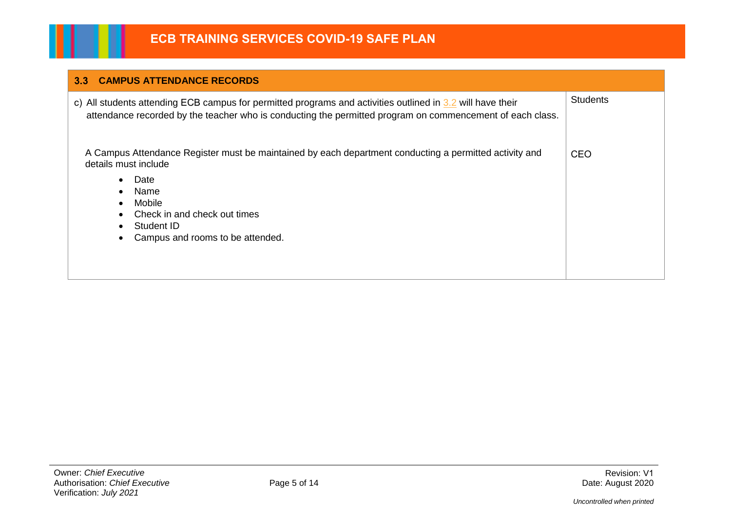| 3.3 CAMPUS ATTENDANCE RECORDS | |
|---|---|
| c) All students attending ECB campus for permitted programs and activities outlined in 3.2 will have their attendance recorded by the teacher who is conducting the permitted program on commencement of each class. | Students |
| A Campus Attendance Register must be maintained by each department conducting a permitted activity and details must include<br>• Date<br>• Name<br>• Mobile<br>• Check in and check out times<br>• Student ID<br>• Campus and rooms to be attended. | CEO |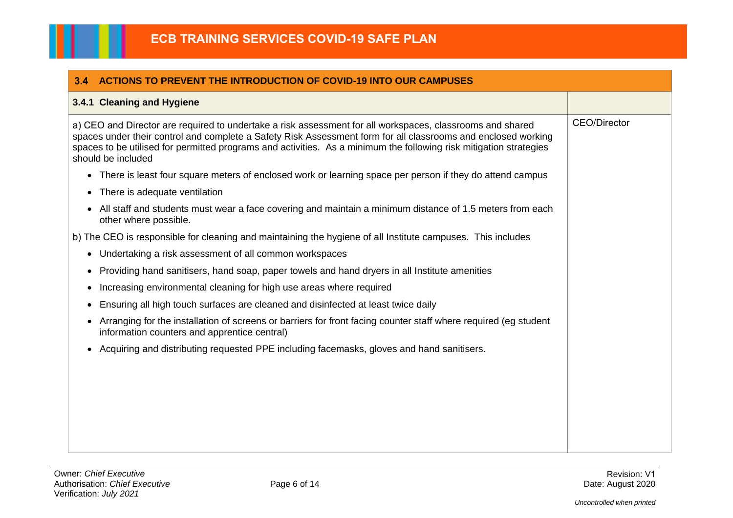| 3.4 ACTIONS TO PREVENT THE INTRODUCTION OF COVID-19 INTO OUR CAMPUSES | |
|---|---|
| **3.4.1 Cleaning and Hygiene** | |
| a) CEO and Director are required to undertake a risk assessment for all workspaces, classrooms and shared spaces under their control and complete a Safety Risk Assessment form for all classrooms and enclosed working spaces to be utilised for permitted programs and activities. As a minimum the following risk mitigation strategies should be included<br>• There is least four square meters of enclosed work or learning space per person if they do attend campus<br>• There is adequate ventilation<br>• All staff and students must wear a face covering and maintain a minimum distance of 1.5 meters from each other where possible.<br>b) The CEO is responsible for cleaning and maintaining the hygiene of all Institute campuses. This includes<br>• Undertaking a risk assessment of all common workspaces<br>• Providing hand sanitisers, hand soap, paper towels and hand dryers in all Institute amenities<br>• Increasing environmental cleaning for high use areas where required<br>• Ensuring all high touch surfaces are cleaned and disinfected at least twice daily<br>• Arranging for the installation of screens or barriers for front facing counter staff where required (eg student information counters and apprentice central)<br>• Acquiring and distributing requested PPE including facemasks, gloves and hand sanitisers. | CEO/Director |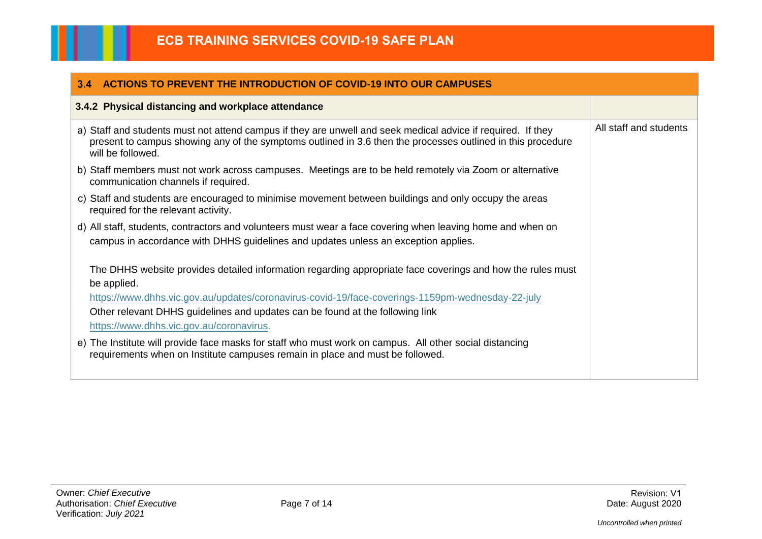| 3.4 ACTIONS TO PREVENT THE INTRODUCTION OF COVID-19 INTO OUR CAMPUSES | |
|---|---|
| **3.4.2 Physical distancing and workplace attendance** | |
| a) Staff and students must not attend campus if they are unwell and seek medical advice if required. If they present to campus showing any of the symptoms outlined in 3.6 then the processes outlined in this procedure will be followed.<br>b) Staff members must not work across campuses. Meetings are to be held remotely via Zoom or alternative communication channels if required.<br>c) Staff and students are encouraged to minimise movement between buildings and only occupy the areas required for the relevant activity.<br>d) All staff, students, contractors and volunteers must wear a face covering when leaving home and when on campus in accordance with DHHS guidelines and updates unless an exception applies.<br><br>The DHHS website provides detailed information regarding appropriate face coverings and how the rules must be applied.<br>https://www.dhhs.vic.gov.au/updates/coronavirus-covid-19/face-coverings-1159pm-wednesday-22-july<br>Other relevant DHHS guidelines and updates can be found at the following link<br>https://www.dhhs.vic.gov.au/coronavirus.<br>e) The Institute will provide face masks for staff who must work on campus. All other social distancing requirements when on Institute campuses remain in place and must be followed. | All staff and students |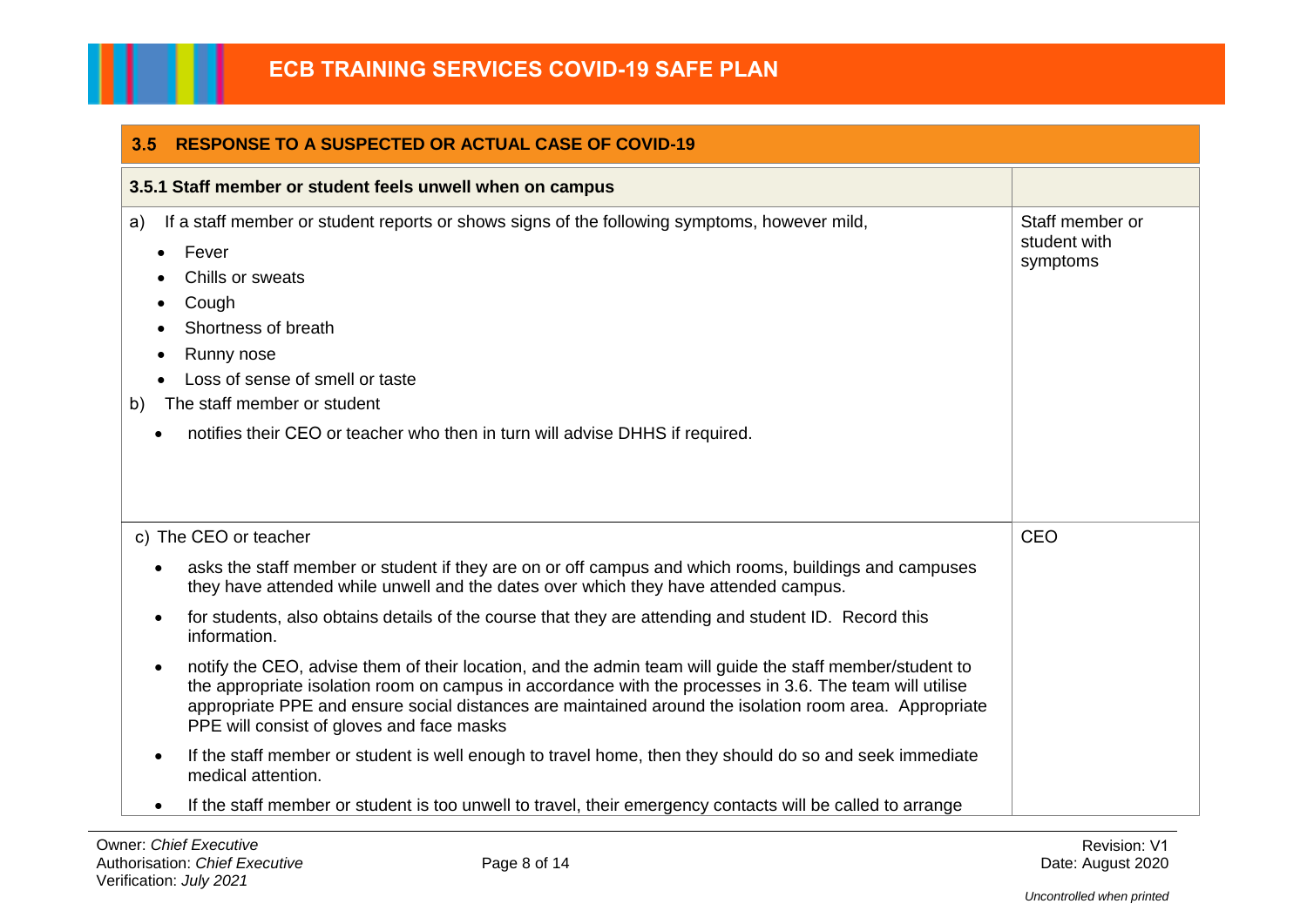## 3.5 RESPONSE TO A SUSPECTED OR ACTUAL CASE OF COVID-19

| 3.5.1 Staff member or student feels unwell when on campus | |
|---|---|
| a) If a staff member or student reports or shows signs of the following symptoms, however mild,<br>• Fever<br>• Chills or sweats<br>• Cough<br>• Shortness of breath<br>• Runny nose<br>• Loss of sense of smell or taste<br>b) The staff member or student<br>• notifies their CEO or teacher who then in turn will advise DHHS if required. | Staff member or student with symptoms |
| c) The CEO or teacher<br>• asks the staff member or student if they are on or off campus and which rooms, buildings and campuses they have attended while unwell and the dates over which they have attended campus.<br>• for students, also obtains details of the course that they are attending and student ID. Record this information.<br>• notify the CEO, advise them of their location, and the admin team will guide the staff member/student to the appropriate isolation room on campus in accordance with the processes in 3.6. The team will utilise appropriate PPE and ensure social distances are maintained around the isolation room area. Appropriate PPE will consist of gloves and face masks<br>• If the staff member or student is well enough to travel home, then they should do so and seek immediate medical attention.<br>• If the staff member or student is too unwell to travel, their emergency contacts will be called to arrange | CEO |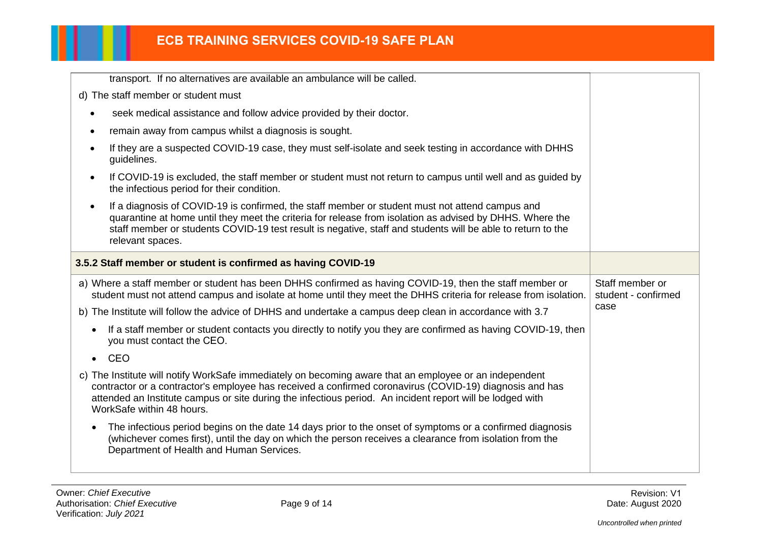| | |
|---|---|
| transport. If no alternatives are available an ambulance will be called.<br><br>d) The staff member or student must<br><br>• seek medical assistance and follow advice provided by their doctor.<br>• remain away from campus whilst a diagnosis is sought.<br>• If they are a suspected COVID-19 case, they must self-isolate and seek testing in accordance with DHHS guidelines.<br>• If COVID-19 is excluded, the staff member or student must not return to campus until well and as guided by the infectious period for their condition.<br>• If a diagnosis of COVID-19 is confirmed, the staff member or student must not attend campus and quarantine at home until they meet the criteria for release from isolation as advised by DHHS. Where the staff member or students COVID-19 test result is negative, staff and students will be able to return to the relevant spaces. | |
| **3.5.2 Staff member or student is confirmed as having COVID-19** | |
| a) Where a staff member or student has been DHHS confirmed as having COVID-19, then the staff member or student must not attend campus and isolate at home until they meet the DHHS criteria for release from isolation.<br><br>b) The Institute will follow the advice of DHHS and undertake a campus deep clean in accordance with 3.7<br><br>• If a staff member or student contacts you directly to notify you they are confirmed as having COVID-19, then you must contact the CEO.<br>• CEO<br><br>c) The Institute will notify WorkSafe immediately on becoming aware that an employee or an independent contractor or a contractor's employee has received a confirmed coronavirus (COVID-19) diagnosis and has attended an Institute campus or site during the infectious period. An incident report will be lodged with WorkSafe within 48 hours.<br><br>• The infectious period begins on the date 14 days prior to the onset of symptoms or a confirmed diagnosis (whichever comes first), until the day on which the person receives a clearance from isolation from the Department of Health and Human Services. | Staff member or student - confirmed case |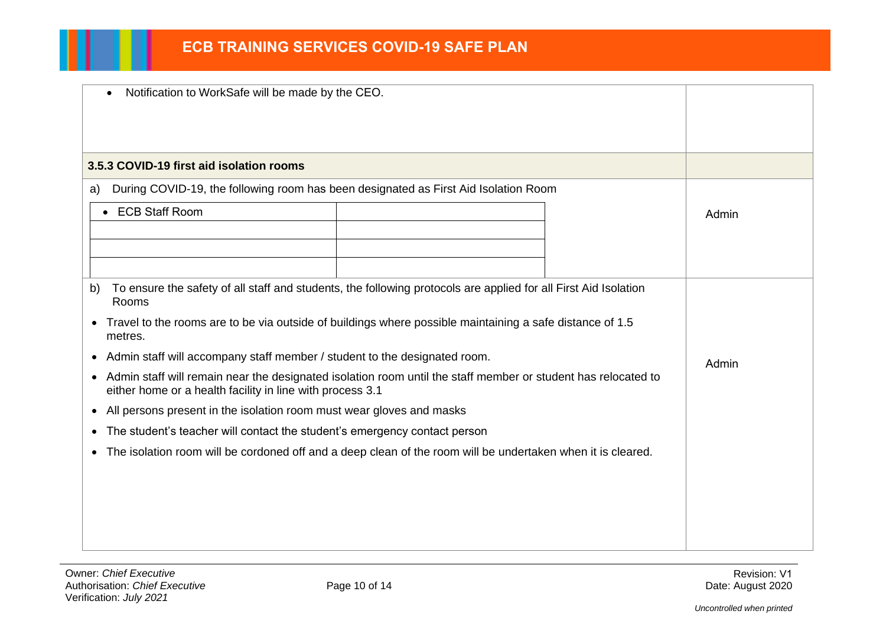| | |
|---|---|
| • Notification to WorkSafe will be made by the CEO. | |
| **3.5.3 COVID-19 first aid isolation rooms** | |
| a) During COVID-19, the following room has been designated as First Aid Isolation Room<br><br>• ECB Staff Room | Admin |
| b) To ensure the safety of all staff and students, the following protocols are applied for all First Aid Isolation Rooms<br><br>• Travel to the rooms are to be via outside of buildings where possible maintaining a safe distance of 1.5 metres.<br>• Admin staff will accompany staff member / student to the designated room.<br>• Admin staff will remain near the designated isolation room until the staff member or student has relocated to either home or a health facility in line with process 3.1<br>• All persons present in the isolation room must wear gloves and masks<br>• The student's teacher will contact the student's emergency contact person<br>• The isolation room will be cordoned off and a deep clean of the room will be undertaken when it is cleared. | Admin |

Owner: *Chief Executive*
Authorisation: *Chief Executive*
Verification: *July 2021*

Revision: V1
Date: August 2020

*Uncontrolled when printed*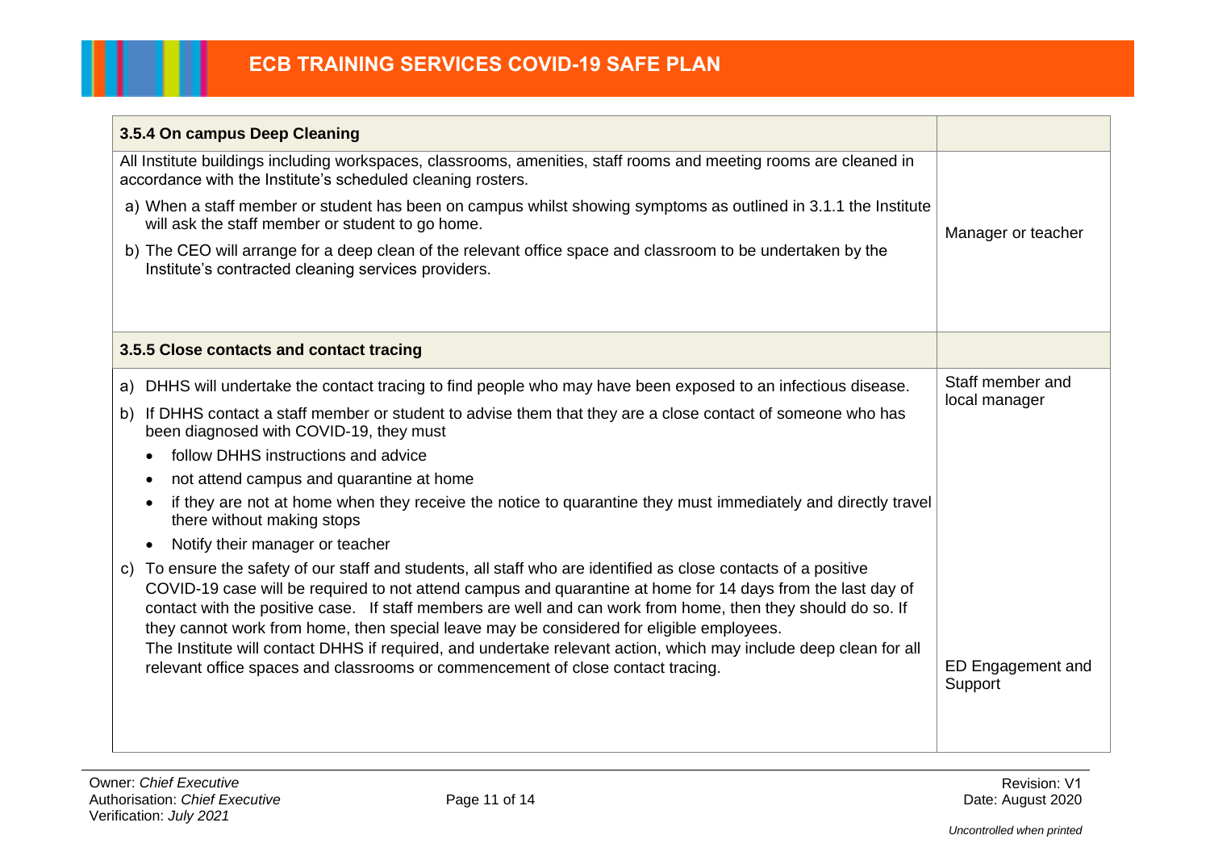| 3.5.4 On campus Deep Cleaning | |
|---|---|
| All Institute buildings including workspaces, classrooms, amenities, staff rooms and meeting rooms are cleaned in accordance with the Institute's scheduled cleaning rosters.<br>a) When a staff member or student has been on campus whilst showing symptoms as outlined in 3.1.1 the Institute will ask the staff member or student to go home.<br>b) The CEO will arrange for a deep clean of the relevant office space and classroom to be undertaken by the Institute's contracted cleaning services providers. | Manager or teacher |
| **3.5.5 Close contacts and contact tracing** | |
| a) DHHS will undertake the contact tracing to find people who may have been exposed to an infectious disease.<br>b) If DHHS contact a staff member or student to advise them that they are a close contact of someone who has been diagnosed with COVID-19, they must<br>• follow DHHS instructions and advice<br>• not attend campus and quarantine at home<br>• if they are not at home when they receive the notice to quarantine they must immediately and directly travel there without making stops<br>• Notify their manager or teacher | Staff member and local manager |
| c) To ensure the safety of our staff and students, all staff who are identified as close contacts of a positive COVID-19 case will be required to not attend campus and quarantine at home for 14 days from the last day of contact with the positive case. If staff members are well and can work from home, then they should do so. If they cannot work from home, then special leave may be considered for eligible employees.<br>The Institute will contact DHHS if required, and undertake relevant action, which may include deep clean for all relevant office spaces and classrooms or commencement of close contact tracing. | ED Engagement and Support |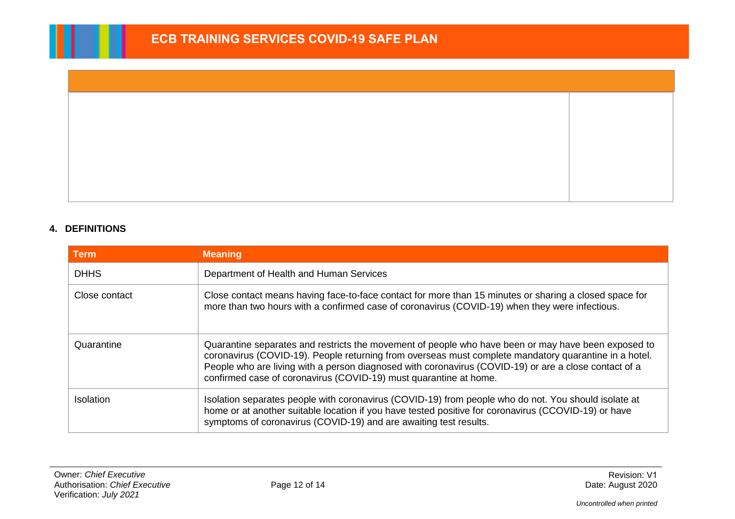## 4. DEFINITIONS

| Term | Meaning |
|---|---|
| DHHS | Department of Health and Human Services |
| Close contact | Close contact means having face-to-face contact for more than 15 minutes or sharing a closed space for more than two hours with a confirmed case of coronavirus (COVID-19) when they were infectious. |
| Quarantine | Quarantine separates and restricts the movement of people who have been or may have been exposed to coronavirus (COVID-19). People returning from overseas must complete mandatory quarantine in a hotel. People who are living with a person diagnosed with coronavirus (COVID-19) or are a close contact of a confirmed case of coronavirus (COVID-19) must quarantine at home. |
| Isolation | Isolation separates people with coronavirus (COVID-19) from people who do not. You should isolate at home or at another suitable location if you have tested positive for coronavirus (CCOVID-19) or have symptoms of coronavirus (COVID-19) and are awaiting test results. |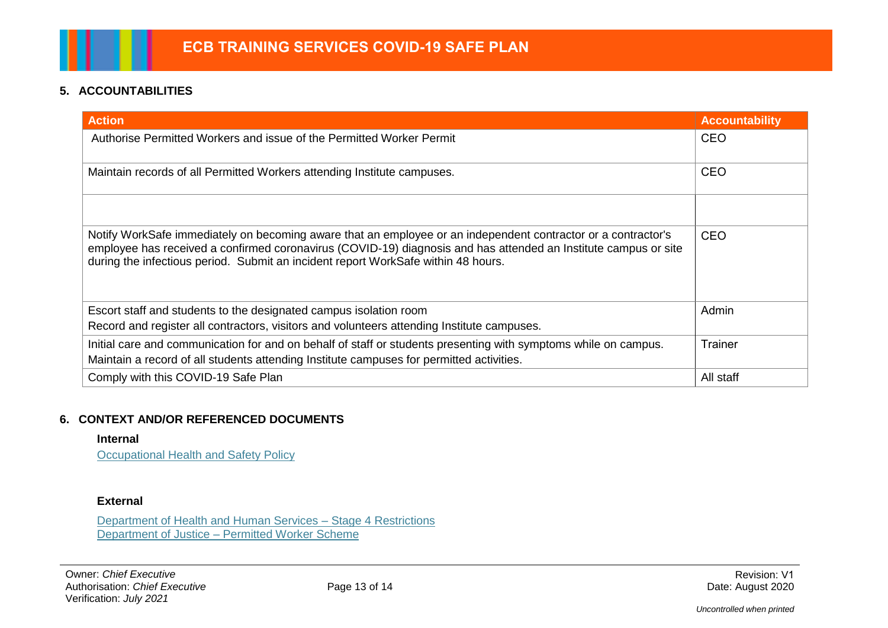## 5. ACCOUNTABILITIES

| Action | Accountability |
|---|---|
| Authorise Permitted Workers and issue of the Permitted Worker Permit | CEO |
| Maintain records of all Permitted Workers attending Institute campuses. | CEO |
| | |
| Notify WorkSafe immediately on becoming aware that an employee or an independent contractor or a contractor's employee has received a confirmed coronavirus (COVID-19) diagnosis and has attended an Institute campus or site during the infectious period. Submit an incident report WorkSafe within 48 hours. | CEO |
| Escort staff and students to the designated campus isolation room<br>Record and register all contractors, visitors and volunteers attending Institute campuses. | Admin |
| Initial care and communication for and on behalf of staff or students presenting with symptoms while on campus.<br>Maintain a record of all students attending Institute campuses for permitted activities. | Trainer |
| Comply with this COVID-19 Safe Plan | All staff |

## 6. CONTEXT AND/OR REFERENCED DOCUMENTS

**Internal**

Occupational Health and Safety Policy

**External**

Department of Health and Human Services – Stage 4 Restrictions
Department of Justice – Permitted Worker Scheme

Owner: *Chief Executive*
Authorisation: *Chief Executive*
Verification: *July 2021*

Revision: V1
Date: August 2020

*Uncontrolled when printed*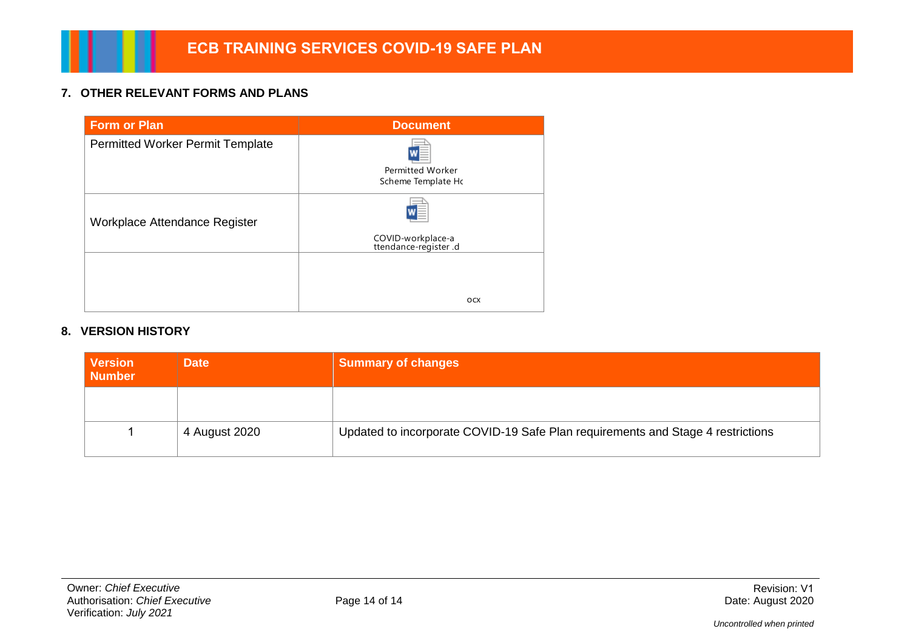## 7. OTHER RELEVANT FORMS AND PLANS

| Form or Plan | Document |
| --- | --- |
| Permitted Worker Permit Template | Permitted Worker Scheme Template Hc |
| Workplace Attendance Register | COVID-workplace-attendance-register .d |
| | ocx |

## 8. VERSION HISTORY

| Version Number | Date | Summary of changes |
| --- | --- | --- |
| | | |
| 1 | 4 August 2020 | Updated to incorporate COVID-19 Safe Plan requirements and Stage 4 restrictions |

Owner: *Chief Executive*
Authorisation: *Chief Executive*
Verification: *July 2021*

Revision: V1
Date: August 2020

*Uncontrolled when printed*